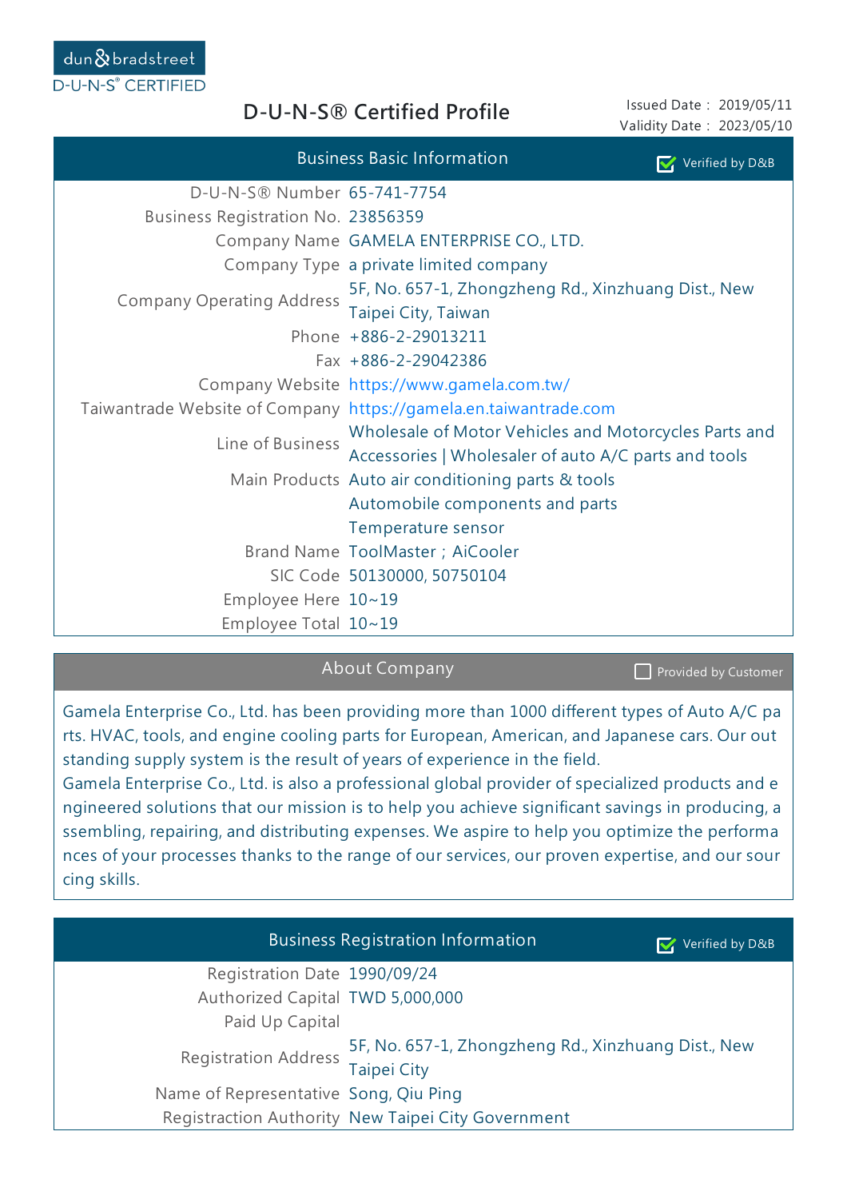dun & bradstreet

D-U-N-S® CERTIFIED

# D-U-N-S® Certified Profile

Issued Date : 2019/05/11
Validity Date : 2023/05/10

## Business Basic Information

Verified by D&B

| | |
|---|---|
| D-U-N-S® Number | 65-741-7754 |
| Business Registration No. | 23856359 |
| Company Name | GAMELA ENTERPRISE CO., LTD. |
| Company Type | a private limited company |
| Company Operating Address | 5F, No. 657-1, Zhongzheng Rd., Xinzhuang Dist., New Taipei City, Taiwan |
| Phone | +886-2-29013211 |
| Fax | +886-2-29042386 |
| Company Website | https://www.gamela.com.tw/ |
| Taiwantrade Website of Company | https://gamela.en.taiwantrade.com |
| Line of Business | Wholesale of Motor Vehicles and Motorcycles Parts and Accessories \| Wholesaler of auto A/C parts and tools |
| Main Products | Auto air conditioning parts & tools<br>Automobile components and parts<br>Temperature sensor |
| Brand Name | ToolMaster；AiCooler |
| SIC Code | 50130000, 50750104 |
| Employee Here | 10~19 |
| Employee Total | 10~19 |

## About Company

Provided by Customer

Gamela Enterprise Co., Ltd. has been providing more than 1000 different types of Auto A/C parts. HVAC, tools, and engine cooling parts for European, American, and Japanese cars. Our outstanding supply system is the result of years of experience in the field.
Gamela Enterprise Co., Ltd. is also a professional global provider of specialized products and engineered solutions that our mission is to help you achieve significant savings in producing, assembling, repairing, and distributing expenses. We aspire to help you optimize the performances of your processes thanks to the range of our services, our proven expertise, and our sourcing skills.

## Business Registration Information

Verified by D&B

| | |
|---|---|
| Registration Date | 1990/09/24 |
| Authorized Capital | TWD 5,000,000 |
| Paid Up Capital | |
| Registration Address | 5F, No. 657-1, Zhongzheng Rd., Xinzhuang Dist., New Taipei City |
| Name of Representative | Song, Qiu Ping |
| Registraction Authority | New Taipei City Government |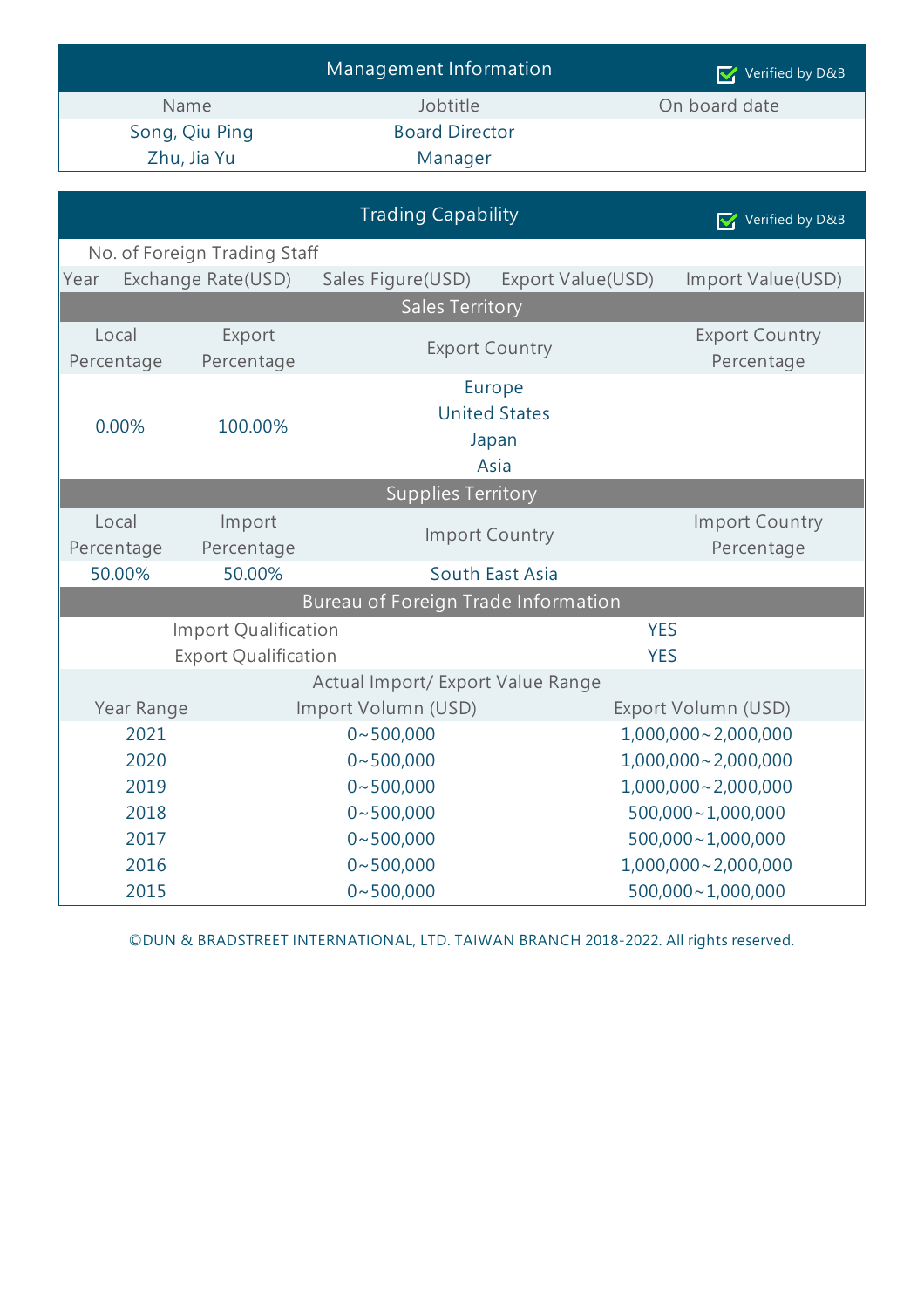## Management Information

Verified by D&B

| Name | Jobtitle | On board date |
|---|---|---|
| Song, Qiu Ping | Board Director | |
| Zhu, Jia Yu | Manager | |

## Trading Capability

Verified by D&B

No. of Foreign Trading Staff

| Year | Exchange Rate(USD) | Sales Figure(USD) | Export Value(USD) | Import Value(USD) |
|---|---|---|---|---|

### Sales Territory

| Local Percentage | Export Percentage | Export Country | Export Country Percentage |
|---|---|---|---|
| 0.00% | 100.00% | Europe<br>United States<br>Japan<br>Asia | |

### Supplies Territory

| Local Percentage | Import Percentage | Import Country | Import Country Percentage |
|---|---|---|---|
| 50.00% | 50.00% | South East Asia | |

### Bureau of Foreign Trade Information

| | |
|---|---|
| Import Qualification | YES |
| Export Qualification | YES |

Actual Import/ Export Value Range

| Year Range | Import Volumn (USD) | Export Volumn (USD) |
|---|---|---|
| 2021 | 0~500,000 | 1,000,000~2,000,000 |
| 2020 | 0~500,000 | 1,000,000~2,000,000 |
| 2019 | 0~500,000 | 1,000,000~2,000,000 |
| 2018 | 0~500,000 | 500,000~1,000,000 |
| 2017 | 0~500,000 | 500,000~1,000,000 |
| 2016 | 0~500,000 | 1,000,000~2,000,000 |
| 2015 | 0~500,000 | 500,000~1,000,000 |

©DUN & BRADSTREET INTERNATIONAL, LTD. TAIWAN BRANCH 2018-2022. All rights reserved.